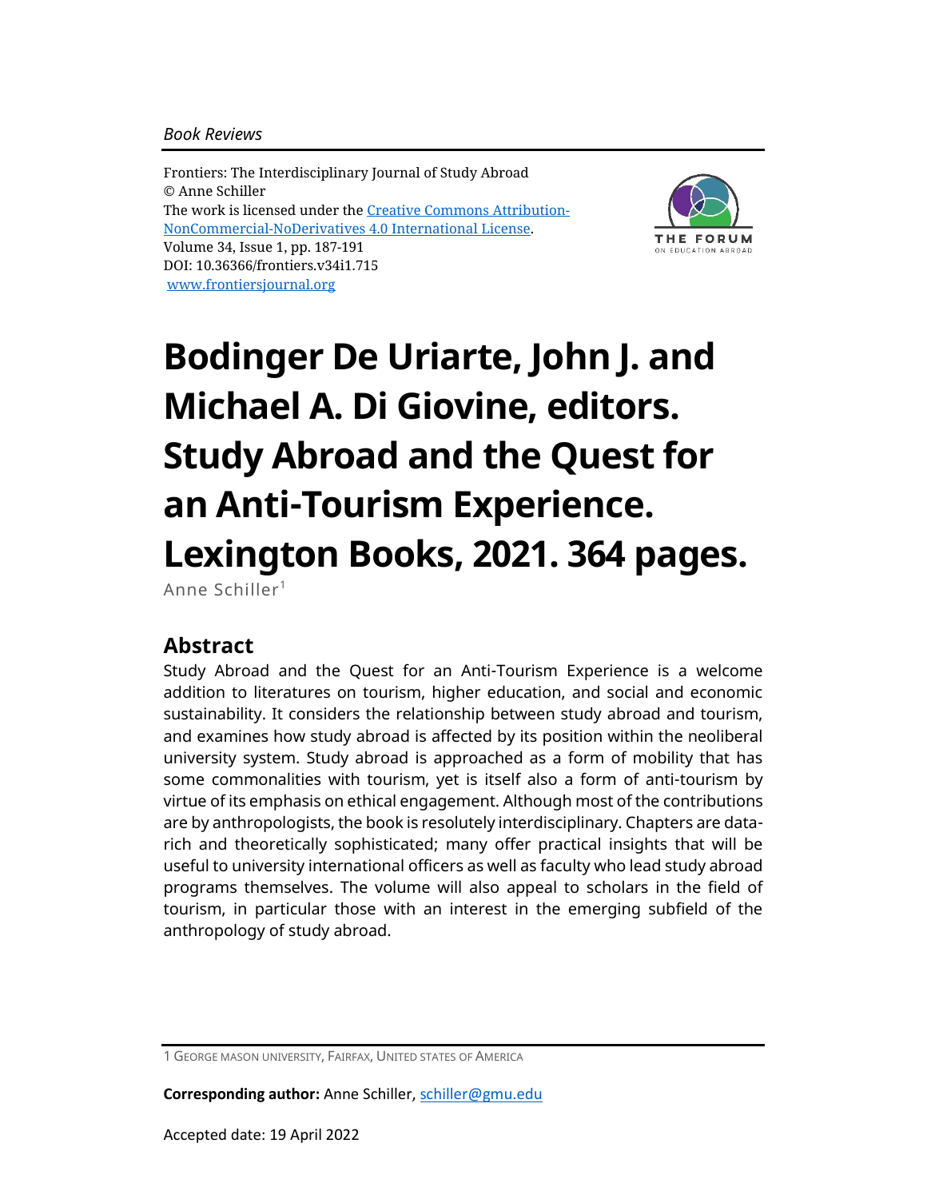*Book Reviews*

Frontiers: The Interdisciplinary Journal of Study Abroad
© Anne Schiller
The work is licensed under the [Creative Commons Attribution-NonCommercial-NoDerivatives 4.0 International License](https://creativecommons.org/licenses/by-nc-nd/4.0/).
Volume 34, Issue 1, pp. 187-191
DOI: 10.36366/frontiers.v34i1.715
[www.frontiersjournal.org](http://www.frontiersjournal.org)

# Bodinger De Uriarte, John J. and Michael A. Di Giovine, editors. Study Abroad and the Quest for an Anti-Tourism Experience. Lexington Books, 2021. 364 pages.

Anne Schiller[1]

## Abstract

Study Abroad and the Quest for an Anti-Tourism Experience is a welcome addition to literatures on tourism, higher education, and social and economic sustainability. It considers the relationship between study abroad and tourism, and examines how study abroad is affected by its position within the neoliberal university system. Study abroad is approached as a form of mobility that has some commonalities with tourism, yet is itself also a form of anti-tourism by virtue of its emphasis on ethical engagement. Although most of the contributions are by anthropologists, the book is resolutely interdisciplinary. Chapters are data-rich and theoretically sophisticated; many offer practical insights that will be useful to university international officers as well as faculty who lead study abroad programs themselves. The volume will also appeal to scholars in the field of tourism, in particular those with an interest in the emerging subfield of the anthropology of study abroad.

---

1 George Mason University, Fairfax, United States of America

**Corresponding author:** Anne Schiller, [schiller@gmu.edu](mailto:schiller@gmu.edu)

Accepted date: 19 April 2022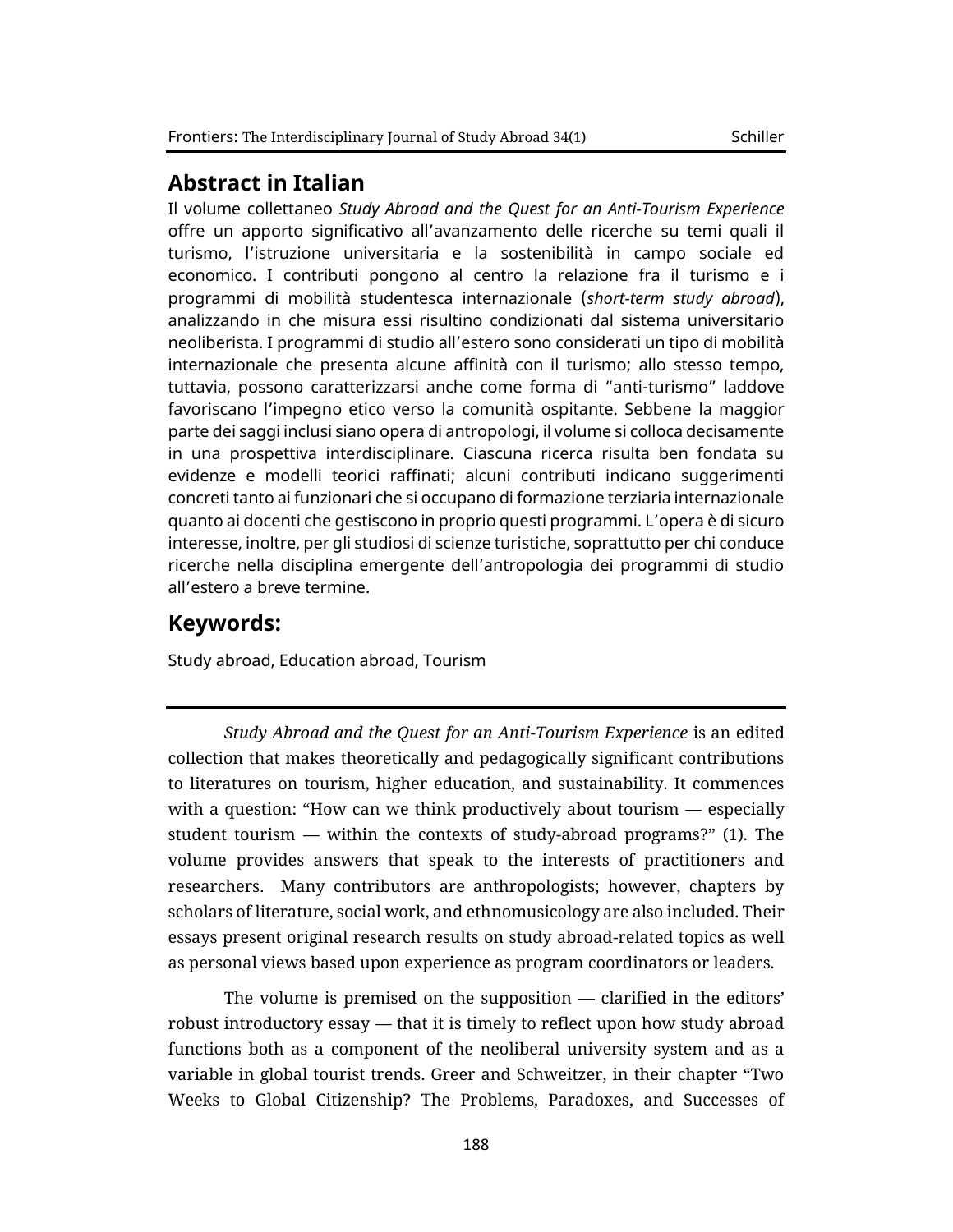## Abstract in Italian

Il volume collettaneo *Study Abroad and the Quest for an Anti-Tourism Experience* offre un apporto significativo all'avanzamento delle ricerche su temi quali il turismo, l'istruzione universitaria e la sostenibilità in campo sociale ed economico. I contributi pongono al centro la relazione fra il turismo e i programmi di mobilità studentesca internazionale (*short-term study abroad*), analizzando in che misura essi risultino condizionati dal sistema universitario neoliberista. I programmi di studio all'estero sono considerati un tipo di mobilità internazionale che presenta alcune affinità con il turismo; allo stesso tempo, tuttavia, possono caratterizzarsi anche come forma di "anti-turismo" laddove favoriscano l'impegno etico verso la comunità ospitante. Sebbene la maggior parte dei saggi inclusi siano opera di antropologi, il volume si colloca decisamente in una prospettiva interdisciplinare. Ciascuna ricerca risulta ben fondata su evidenze e modelli teorici raffinati; alcuni contributi indicano suggerimenti concreti tanto ai funzionari che si occupano di formazione terziaria internazionale quanto ai docenti che gestiscono in proprio questi programmi. L'opera è di sicuro interesse, inoltre, per gli studiosi di scienze turistiche, soprattutto per chi conduce ricerche nella disciplina emergente dell'antropologia dei programmi di studio all'estero a breve termine.

## Keywords:

Study abroad, Education abroad, Tourism

---

*Study Abroad and the Quest for an Anti-Tourism Experience* is an edited collection that makes theoretically and pedagogically significant contributions to literatures on tourism, higher education, and sustainability. It commences with a question: "How can we think productively about tourism — especially student tourism — within the contexts of study-abroad programs?" (1). The volume provides answers that speak to the interests of practitioners and researchers. Many contributors are anthropologists; however, chapters by scholars of literature, social work, and ethnomusicology are also included. Their essays present original research results on study abroad-related topics as well as personal views based upon experience as program coordinators or leaders.

The volume is premised on the supposition — clarified in the editors' robust introductory essay — that it is timely to reflect upon how study abroad functions both as a component of the neoliberal university system and as a variable in global tourist trends. Greer and Schweitzer, in their chapter "Two Weeks to Global Citizenship? The Problems, Paradoxes, and Successes of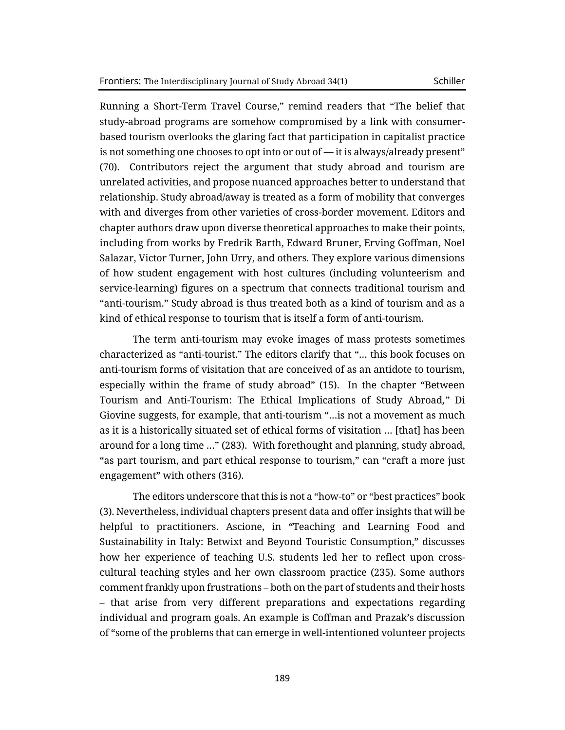Running a Short-Term Travel Course," remind readers that "The belief that study-abroad programs are somehow compromised by a link with consumer-based tourism overlooks the glaring fact that participation in capitalist practice is not something one chooses to opt into or out of — it is always/already present" (70). Contributors reject the argument that study abroad and tourism are unrelated activities, and propose nuanced approaches better to understand that relationship. Study abroad/away is treated as a form of mobility that converges with and diverges from other varieties of cross-border movement. Editors and chapter authors draw upon diverse theoretical approaches to make their points, including from works by Fredrik Barth, Edward Bruner, Erving Goffman, Noel Salazar, Victor Turner, John Urry, and others. They explore various dimensions of how student engagement with host cultures (including volunteerism and service-learning) figures on a spectrum that connects traditional tourism and "anti-tourism." Study abroad is thus treated both as a kind of tourism and as a kind of ethical response to tourism that is itself a form of anti-tourism.

The term anti-tourism may evoke images of mass protests sometimes characterized as "anti-tourist." The editors clarify that "… this book focuses on anti-tourism forms of visitation that are conceived of as an antidote to tourism, especially within the frame of study abroad" (15). In the chapter "Between Tourism and Anti-Tourism: The Ethical Implications of Study Abroad," Di Giovine suggests, for example, that anti-tourism "…is not a movement as much as it is a historically situated set of ethical forms of visitation … [that] has been around for a long time …" (283). With forethought and planning, study abroad, "as part tourism, and part ethical response to tourism," can "craft a more just engagement" with others (316).

The editors underscore that this is not a "how-to" or "best practices" book (3). Nevertheless, individual chapters present data and offer insights that will be helpful to practitioners. Ascione, in "Teaching and Learning Food and Sustainability in Italy: Betwixt and Beyond Touristic Consumption," discusses how her experience of teaching U.S. students led her to reflect upon cross-cultural teaching styles and her own classroom practice (235). Some authors comment frankly upon frustrations – both on the part of students and their hosts – that arise from very different preparations and expectations regarding individual and program goals. An example is Coffman and Prazak's discussion of "some of the problems that can emerge in well-intentioned volunteer projects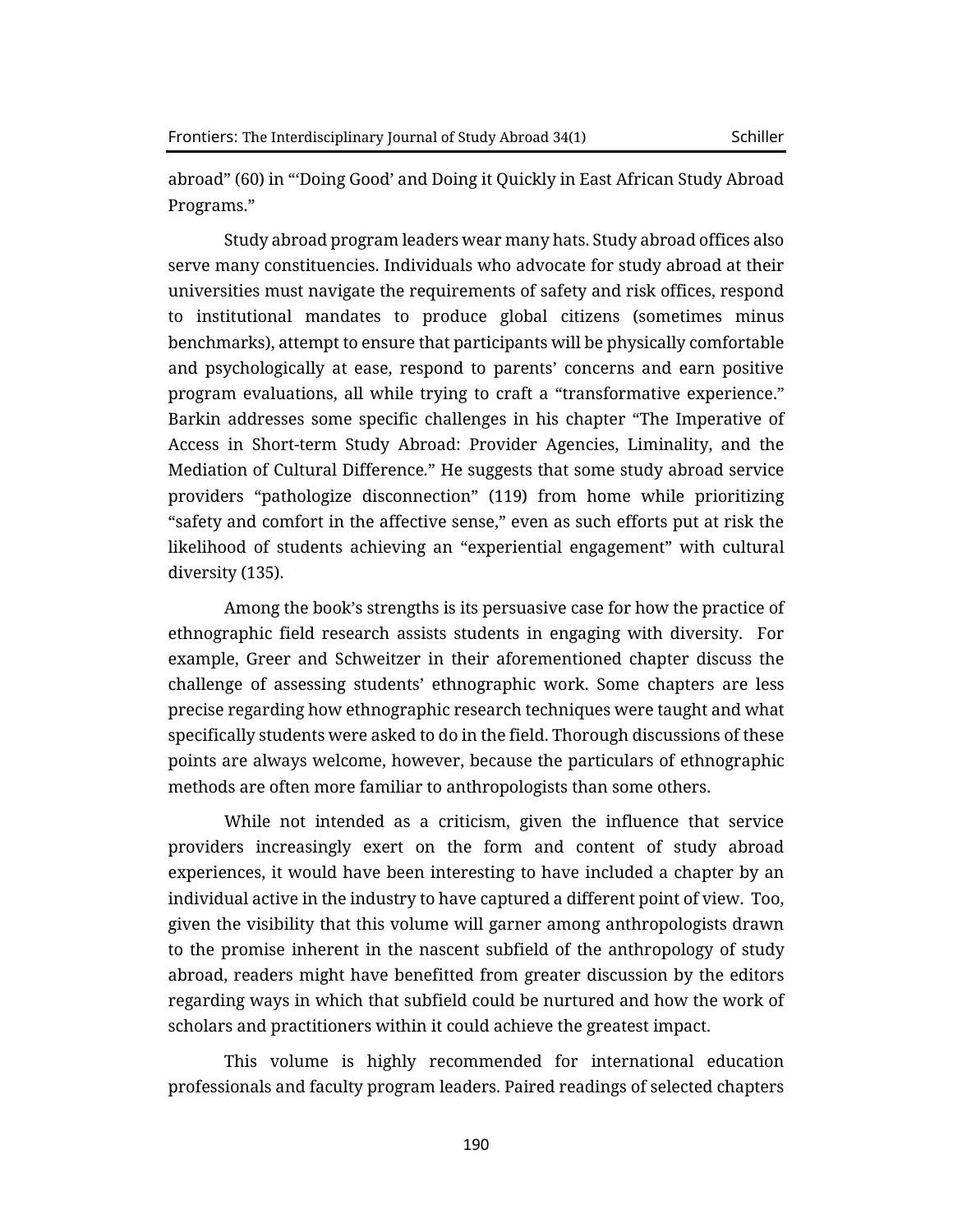abroad" (60) in "'Doing Good' and Doing it Quickly in East African Study Abroad Programs."

Study abroad program leaders wear many hats. Study abroad offices also serve many constituencies. Individuals who advocate for study abroad at their universities must navigate the requirements of safety and risk offices, respond to institutional mandates to produce global citizens (sometimes minus benchmarks), attempt to ensure that participants will be physically comfortable and psychologically at ease, respond to parents' concerns and earn positive program evaluations, all while trying to craft a "transformative experience." Barkin addresses some specific challenges in his chapter "The Imperative of Access in Short-term Study Abroad: Provider Agencies, Liminality, and the Mediation of Cultural Difference." He suggests that some study abroad service providers "pathologize disconnection" (119) from home while prioritizing "safety and comfort in the affective sense," even as such efforts put at risk the likelihood of students achieving an "experiential engagement" with cultural diversity (135).

Among the book's strengths is its persuasive case for how the practice of ethnographic field research assists students in engaging with diversity. For example, Greer and Schweitzer in their aforementioned chapter discuss the challenge of assessing students' ethnographic work. Some chapters are less precise regarding how ethnographic research techniques were taught and what specifically students were asked to do in the field. Thorough discussions of these points are always welcome, however, because the particulars of ethnographic methods are often more familiar to anthropologists than some others.

While not intended as a criticism, given the influence that service providers increasingly exert on the form and content of study abroad experiences, it would have been interesting to have included a chapter by an individual active in the industry to have captured a different point of view. Too, given the visibility that this volume will garner among anthropologists drawn to the promise inherent in the nascent subfield of the anthropology of study abroad, readers might have benefitted from greater discussion by the editors regarding ways in which that subfield could be nurtured and how the work of scholars and practitioners within it could achieve the greatest impact.

This volume is highly recommended for international education professionals and faculty program leaders. Paired readings of selected chapters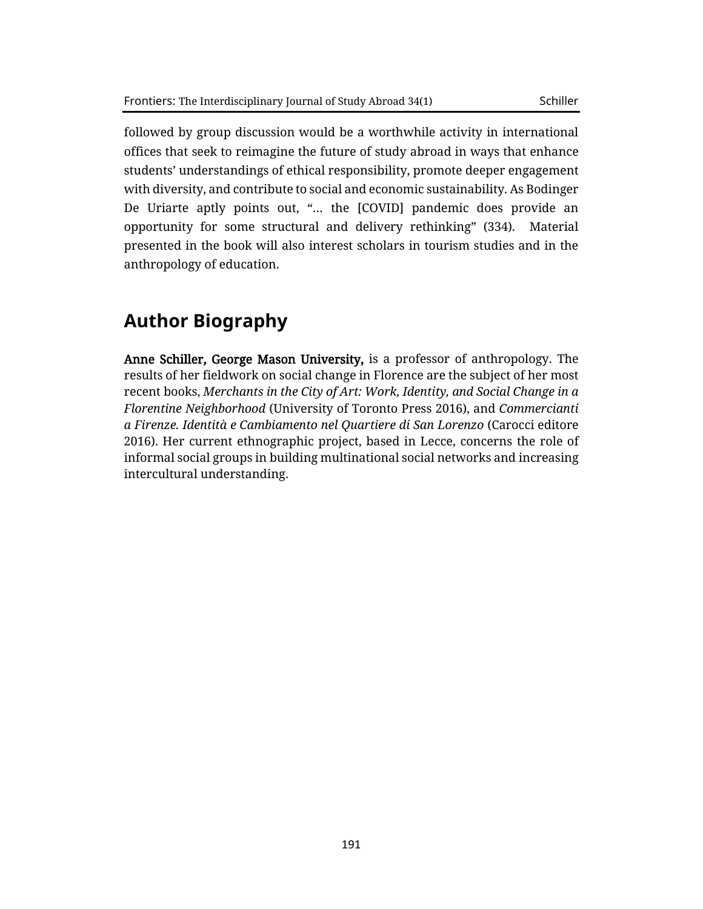followed by group discussion would be a worthwhile activity in international offices that seek to reimagine the future of study abroad in ways that enhance students' understandings of ethical responsibility, promote deeper engagement with diversity, and contribute to social and economic sustainability. As Bodinger De Uriarte aptly points out, "… the [COVID] pandemic does provide an opportunity for some structural and delivery rethinking" (334). Material presented in the book will also interest scholars in tourism studies and in the anthropology of education.

## Author Biography

Anne Schiller, George Mason University, is a professor of anthropology. The results of her fieldwork on social change in Florence are the subject of her most recent books, *Merchants in the City of Art: Work, Identity, and Social Change in a Florentine Neighborhood* (University of Toronto Press 2016), and *Commercianti a Firenze. Identità e Cambiamento nel Quartiere di San Lorenzo* (Carocci editore 2016). Her current ethnographic project, based in Lecce, concerns the role of informal social groups in building multinational social networks and increasing intercultural understanding.